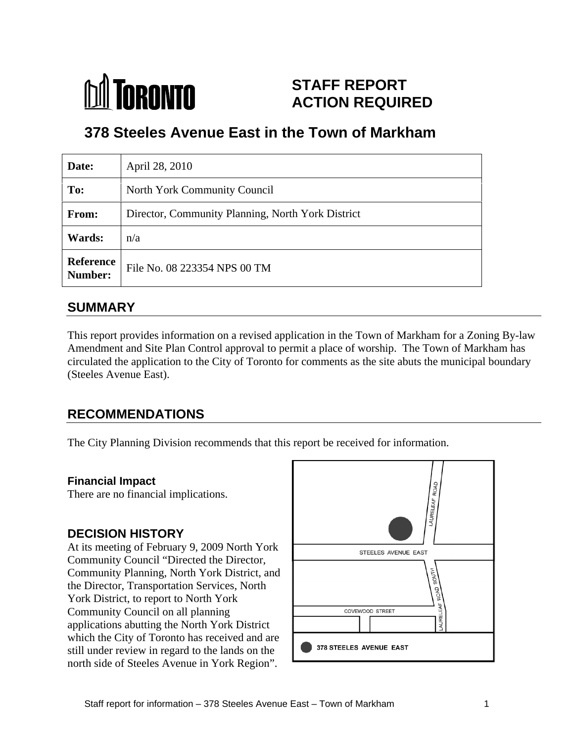**TORONTO**

# STAFF REPORT ACTION REQUIRED

## 378 Steeles Avenue East in the Town of Markham

| | |
|---|---|
| **Date:** | April 28, 2010 |
| **To:** | North York Community Council |
| **From:** | Director, Community Planning, North York District |
| **Wards:** | n/a |
| **Reference Number:** | File No. 08 223354 NPS 00 TM |

## SUMMARY

This report provides information on a revised application in the Town of Markham for a Zoning By-law Amendment and Site Plan Control approval to permit a place of worship. The Town of Markham has circulated the application to the City of Toronto for comments as the site abuts the municipal boundary (Steeles Avenue East).

## RECOMMENDATIONS

The City Planning Division recommends that this report be received for information.

### Financial Impact

There are no financial implications.

## DECISION HISTORY

At its meeting of February 9, 2009 North York Community Council "Directed the Director, Community Planning, North York District, and the Director, Transportation Services, North York District, to report to North York Community Council on all planning applications abutting the North York District which the City of Toronto has received and are still under review in regard to the lands on the north side of Steeles Avenue in York Region".

LAURELEAF ROAD
STEELES AVENUE EAST
LAURELEAF ROAD SOUTH
COVEWOOD STREET
378 STEELES AVENUE EAST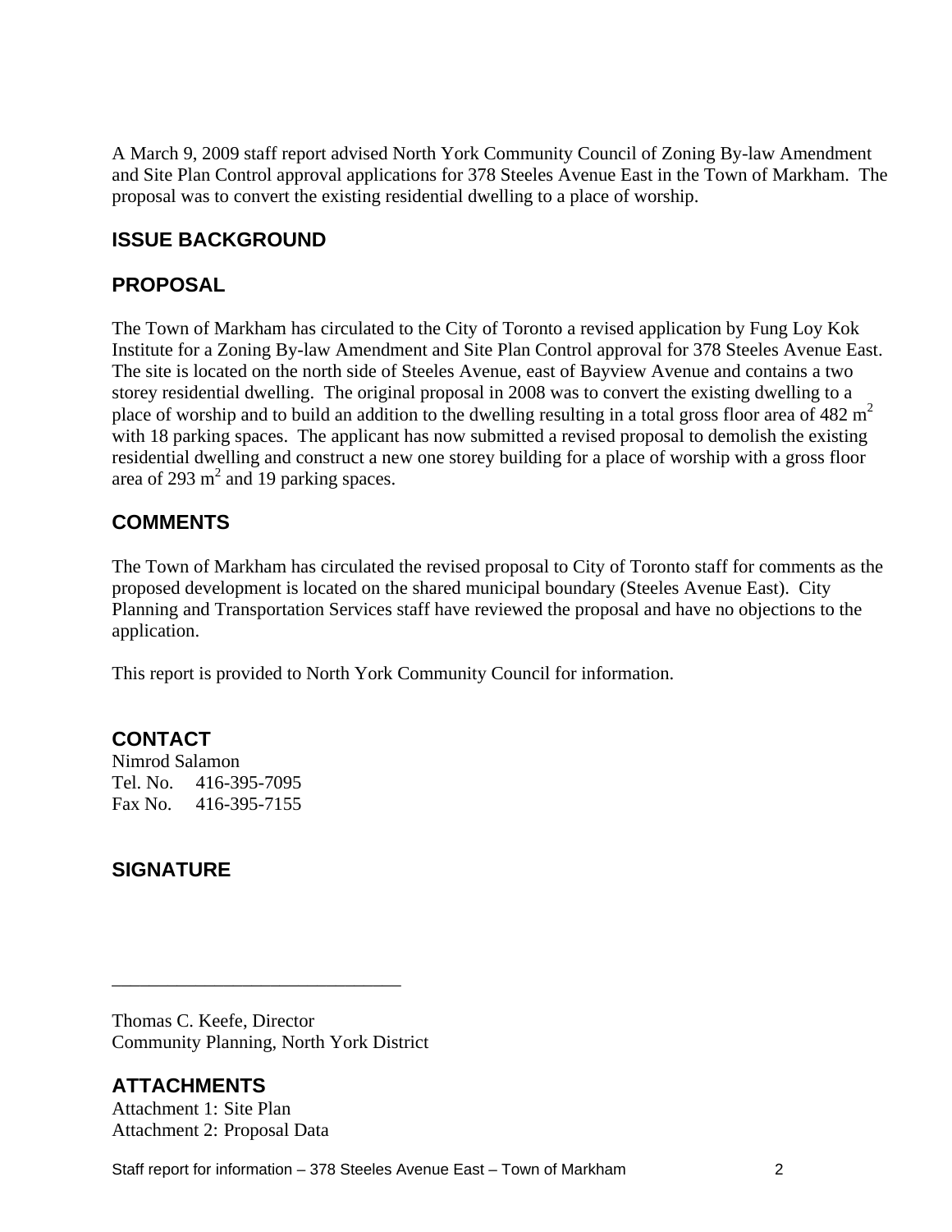A March 9, 2009 staff report advised North York Community Council of Zoning By-law Amendment and Site Plan Control approval applications for 378 Steeles Avenue East in the Town of Markham. The proposal was to convert the existing residential dwelling to a place of worship.

## ISSUE BACKGROUND

## PROPOSAL

The Town of Markham has circulated to the City of Toronto a revised application by Fung Loy Kok Institute for a Zoning By-law Amendment and Site Plan Control approval for 378 Steeles Avenue East. The site is located on the north side of Steeles Avenue, east of Bayview Avenue and contains a two storey residential dwelling. The original proposal in 2008 was to convert the existing dwelling to a place of worship and to build an addition to the dwelling resulting in a total gross floor area of 482 $m^2$ with 18 parking spaces. The applicant has now submitted a revised proposal to demolish the existing residential dwelling and construct a new one storey building for a place of worship with a gross floor area of 293 $m^2$ and 19 parking spaces.

## COMMENTS

The Town of Markham has circulated the revised proposal to City of Toronto staff for comments as the proposed development is located on the shared municipal boundary (Steeles Avenue East). City Planning and Transportation Services staff have reviewed the proposal and have no objections to the application.

This report is provided to North York Community Council for information.

## CONTACT

Nimrod Salamon
Tel. No. 416-395-7095
Fax No. 416-395-7155

## SIGNATURE

_______________________________

Thomas C. Keefe, Director
Community Planning, North York District

## ATTACHMENTS

Attachment 1: Site Plan
Attachment 2: Proposal Data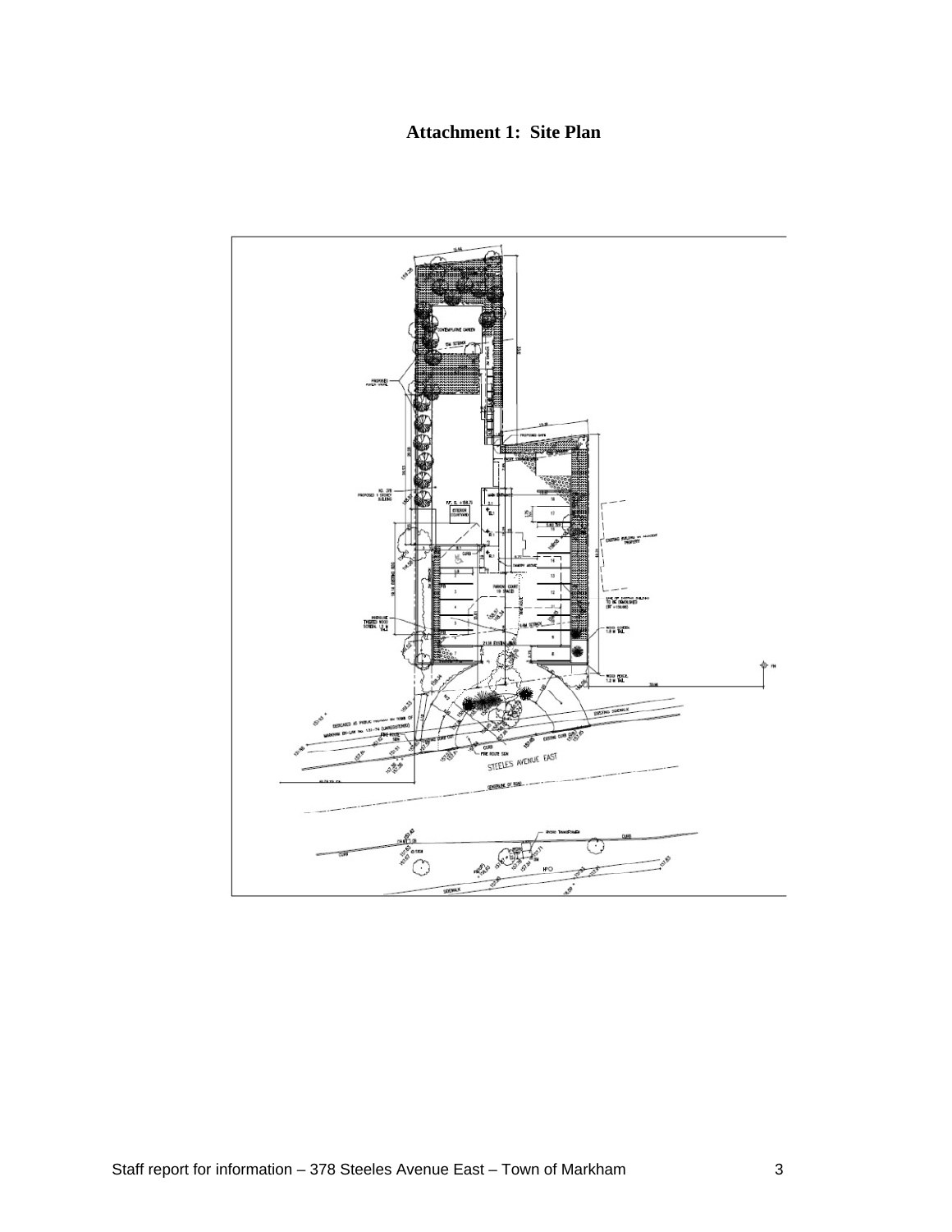# Attachment 1: Site Plan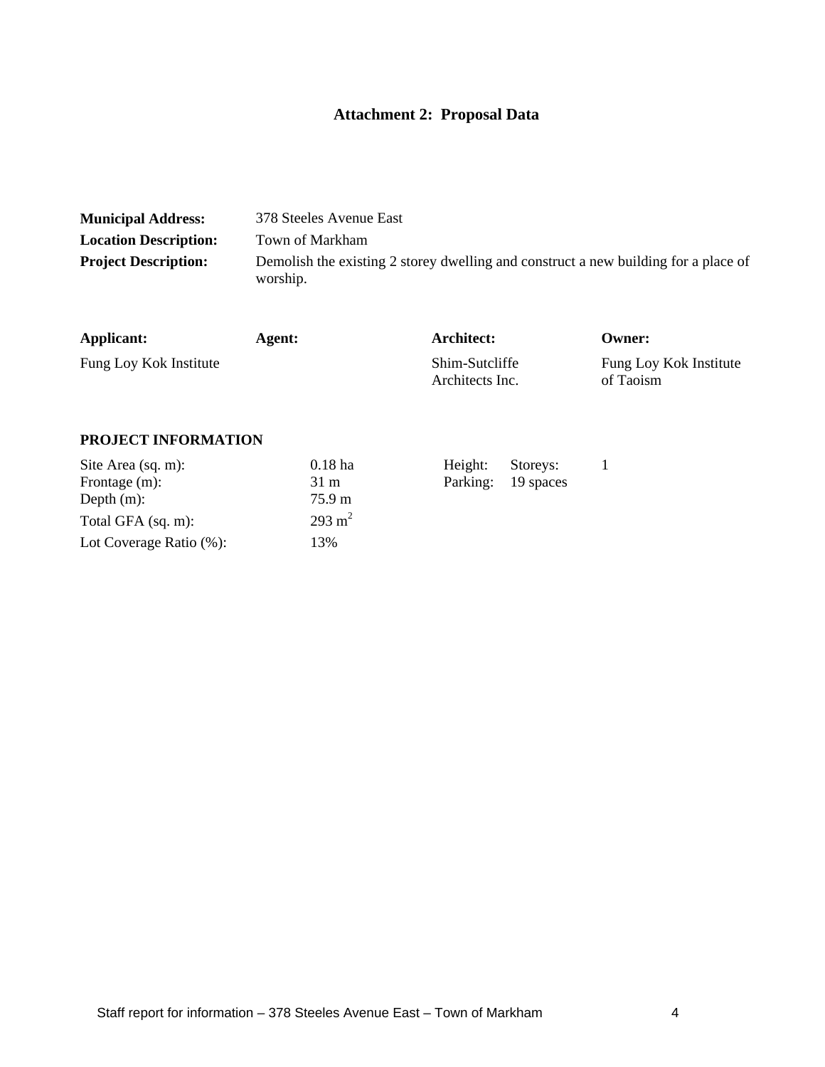## Attachment 2: Proposal Data

| | |
|---|---|
| **Municipal Address:** | 378 Steeles Avenue East |
| **Location Description:** | Town of Markham |
| **Project Description:** | Demolish the existing 2 storey dwelling and construct a new building for a place of worship. |

| **Applicant:** | **Agent:** | **Architect:** | **Owner:** |
|---|---|---|---|
| Fung Loy Kok Institute | | Shim-Sutcliffe Architects Inc. | Fung Loy Kok Institute of Taoism |

### PROJECT INFORMATION

| | | | | |
|---|---|---|---|---|
| Site Area (sq. m): | 0.18 ha | Height: | Storeys: | 1 |
| Frontage (m): | 31 m | Parking: | 19 spaces | |
| Depth (m): | 75.9 m | | | |
| Total GFA (sq. m): | 293 $m^2$ | | | |
| Lot Coverage Ratio (%): | 13% | | | |